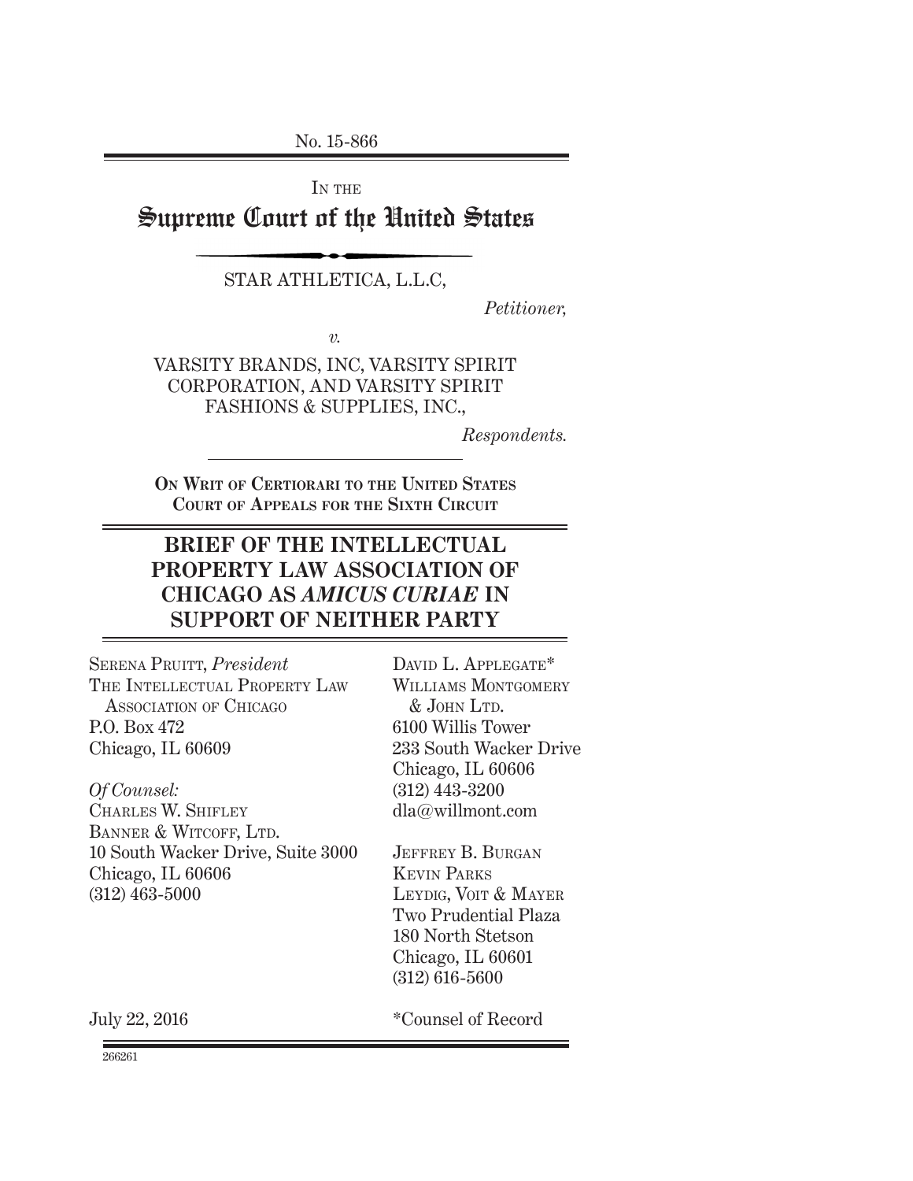No. 15-866

IN THE

# Supreme Court of the United States

STAR ATHLETICA, L.L.C,

*Petitioner,*

*v.*

VARSITY BRANDS, INC, VARSITY SPIRIT CORPORATION, AND VARSITY SPIRIT FASHIONS & SUPPLIES, INC.,

*Respondents.*

**ON WRIT OF CERTIORARI TO THE UNITED STATES COURT OF APPEALS FOR THE SIXTH CIRCUIT**

## BRIEF OF THE INTELLECTUAL PROPERTY LAW ASSOCIATION OF CHICAGO AS *AMICUS CURIAE* IN SUPPORT OF NEITHER PARTY

SERENA PRUITT, *President*
THE INTELLECTUAL PROPERTY LAW ASSOCIATION OF CHICAGO
P.O. Box 472
Chicago, IL 60609

*Of Counsel:*
CHARLES W. SHIFLEY
BANNER & WITCOFF, LTD.
10 South Wacker Drive, Suite 3000
Chicago, IL 60606
(312) 463-5000

DAVID L. APPLEGATE*
WILLIAMS MONTGOMERY & JOHN LTD.
6100 Willis Tower
233 South Wacker Drive
Chicago, IL 60606
(312) 443-3200
dla@willmont.com

JEFFREY B. BURGAN
KEVIN PARKS
LEYDIG, VOIT & MAYER
Two Prudential Plaza
180 North Stetson
Chicago, IL 60601
(312) 616-5600

July 22, 2016

*Counsel of Record

266261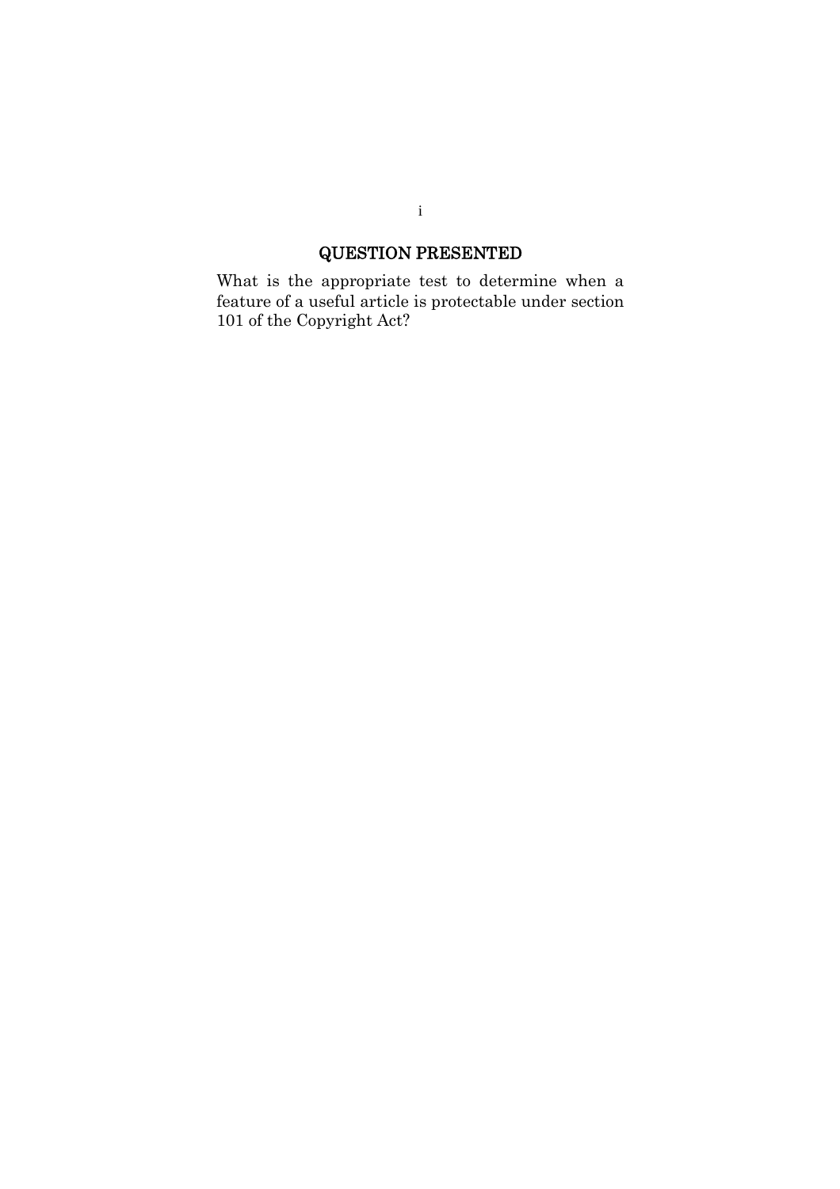## QUESTION PRESENTED

What is the appropriate test to determine when a feature of a useful article is protectable under section 101 of the Copyright Act?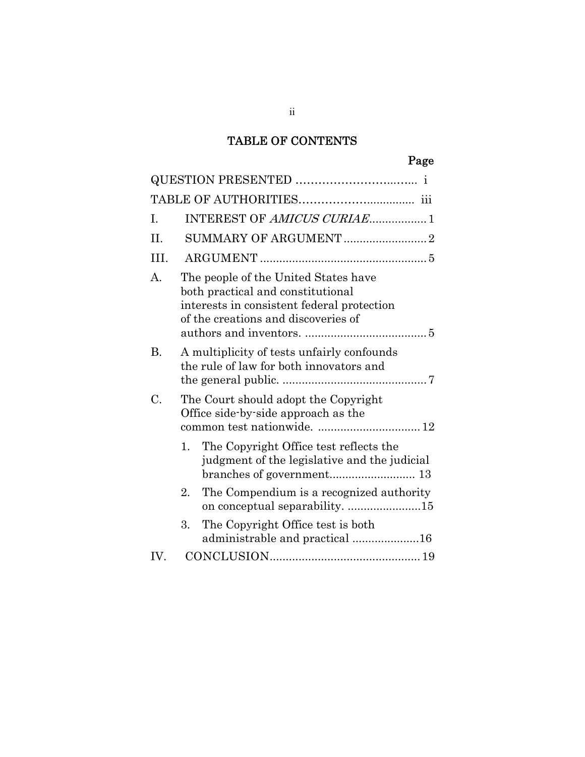## TABLE OF CONTENTS

| | Page |
|---|---|
| QUESTION PRESENTED | i |
| TABLE OF AUTHORITIES | iii |
| I. INTEREST OF *AMICUS CURIAE* | 1 |
| II. SUMMARY OF ARGUMENT | 2 |
| III. ARGUMENT | 5 |
| A. The people of the United States have both practical and constitutional interests in consistent federal protection of the creations and discoveries of authors and inventors. | 5 |
| B. A multiplicity of tests unfairly confounds the rule of law for both innovators and the general public. | 7 |
| C. The Court should adopt the Copyright Office side-by-side approach as the common test nationwide. | 12 |
| 1. The Copyright Office test reflects the judgment of the legislative and the judicial branches of government | 13 |
| 2. The Compendium is a recognized authority on conceptual separability. | 15 |
| 3. The Copyright Office test is both administrable and practical | 16 |
| IV. CONCLUSION | 19 |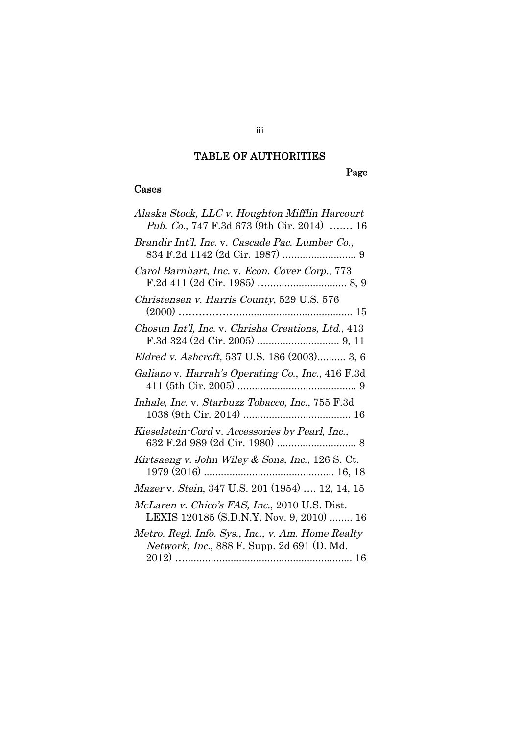# TABLE OF AUTHORITIES

Page

## Cases

*Alaska Stock, LLC v. Houghton Mifflin Harcourt Pub. Co.*, 747 F.3d 673 (9th Cir. 2014) ....... 16

*Brandir Int'l, Inc.* v. *Cascade Pac. Lumber Co.*, 834 F.2d 1142 (2d Cir. 1987) .......................... 9

*Carol Barnhart, Inc.* v. *Econ. Cover Corp.*, 773 F.2d 411 (2d Cir. 1985) .............................. 8, 9

*Christensen v. Harris County*, 529 U.S. 576 (2000) ......................................................... 15

*Chosun Int'l, Inc.* v. *Chrisha Creations, Ltd.*, 413 F.3d 324 (2d Cir. 2005) ............................ 9, 11

*Eldred v. Ashcroft,* 537 U.S. 186 (2003).......... 3, 6

*Galiano* v. *Harrah's Operating Co., Inc.*, 416 F.3d 411 (5th Cir. 2005) .......................................... 9

*Inhale, Inc.* v. *Starbuzz Tobacco, Inc.*, 755 F.3d 1038 (9th Cir. 2014) ...................................... 16

*Kieselstein-Cord* v. *Accessories by Pearl, Inc.,* 632 F.2d 989 (2d Cir. 1980) ............................ 8

*Kirtsaeng v. John Wiley & Sons, Inc.*, 126 S. Ct. 1979 (2016) ............................................. 16, 18

*Mazer* v. *Stein*, 347 U.S. 201 (1954) .... 12, 14, 15

*McLaren v. Chico's FAS, Inc.*, 2010 U.S. Dist. LEXIS 120185 (S.D.N.Y. Nov. 9, 2010) ........ 16

*Metro. Regl. Info. Sys., Inc., v. Am. Home Realty Network, Inc.*, 888 F. Supp. 2d 691 (D. Md. 2012) ............................................................. 16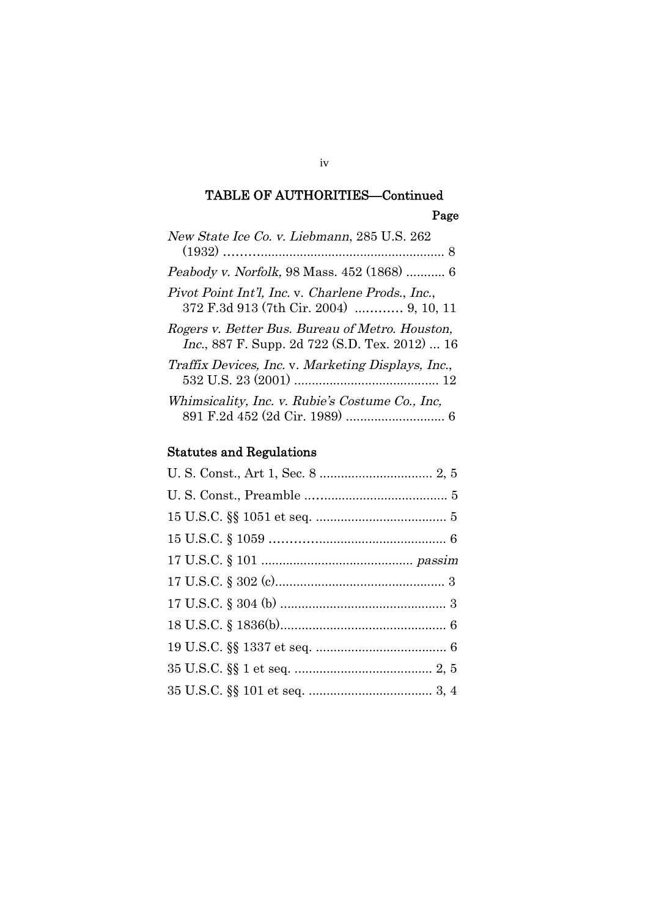## TABLE OF AUTHORITIES—Continued

Page

*New State Ice Co. v. Liebmann*, 285 U.S. 262 (1932) ............................................................. 8

*Peabody v. Norfolk,* 98 Mass. 452 (1868) ........... 6

*Pivot Point Int'l, Inc.* v. *Charlene Prods., Inc.*, 372 F.3d 913 (7th Cir. 2004) ............ 9, 10, 11

*Rogers v. Better Bus. Bureau of Metro. Houston, Inc.*, 887 F. Supp. 2d 722 (S.D. Tex. 2012) ... 16

*Traffix Devices, Inc.* v. *Marketing Displays, Inc.*, 532 U.S. 23 (2001) ......................................... 12

*Whimsicality, Inc. v. Rubie's Costume Co., Inc,* 891 F.2d 452 (2d Cir. 1989) ............................ 6

### Statutes and Regulations

U. S. Const., Art 1, Sec. 8 ................................ 2, 5

U. S. Const., Preamble ........................................ 5

15 U.S.C. §§ 1051 et seq. ..................................... 5

15 U.S.C. § 1059 ................................................ 6

17 U.S.C. § 101 ........................................... *passim*

17 U.S.C. § 302 (c)................................................ 3

17 U.S.C. § 304 (b) ............................................... 3

18 U.S.C. § 1836(b)............................................... 6

19 U.S.C. §§ 1337 et seq. ..................................... 6

35 U.S.C. §§ 1 et seq. ....................................... 2, 5

35 U.S.C. §§ 101 et seq. ................................... 3, 4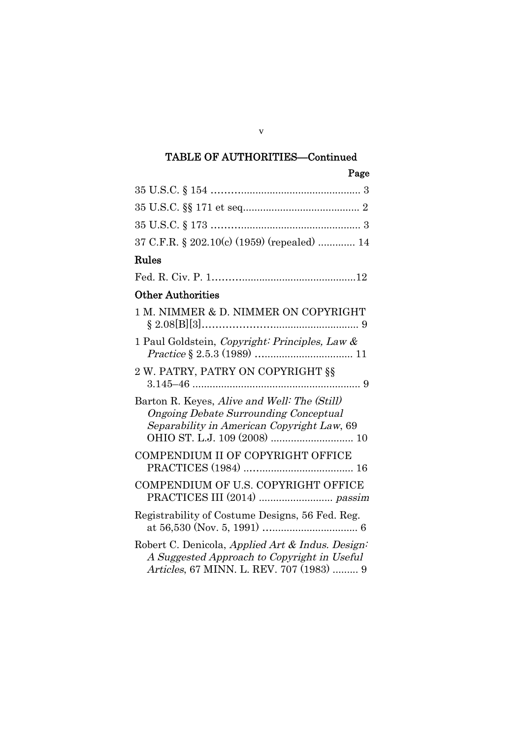## TABLE OF AUTHORITIES—Continued

Page

35 U.S.C. § 154 .................................................... 3

35 U.S.C. §§ 171 et seq......................................... 2

35 U.S.C. § 173 .................................................... 3

37 C.F.R. § 202.10(c) (1959) (repealed) ............. 14

### Rules

Fed. R. Civ. P. 1...................................................12

### Other Authorities

1 M. NIMMER & D. NIMMER ON COPYRIGHT § 2.08[B][3]..................................................... 9

1 Paul Goldstein, *Copyright: Principles, Law & Practice* § 2.5.3 (1989) .................................. 11

2 W. PATRY, PATRY ON COPYRIGHT §§ 3.145–46 ........................................................... 9

Barton R. Keyes, *Alive and Well: The (Still) Ongoing Debate Surrounding Conceptual Separability in American Copyright Law*, 69 OHIO ST. L.J. 109 (2008) ............................. 10

COMPENDIUM II OF COPYRIGHT OFFICE PRACTICES (1984) ...................................... 16

COMPENDIUM OF U.S. COPYRIGHT OFFICE PRACTICES III (2014) .......................... *passim*

Registrability of Costume Designs, 56 Fed. Reg. at 56,530 (Nov. 5, 1991) ................................. 6

Robert C. Denicola, *Applied Art & Indus. Design: A Suggested Approach to Copyright in Useful Articles*, 67 MINN. L. REV. 707 (1983) ......... 9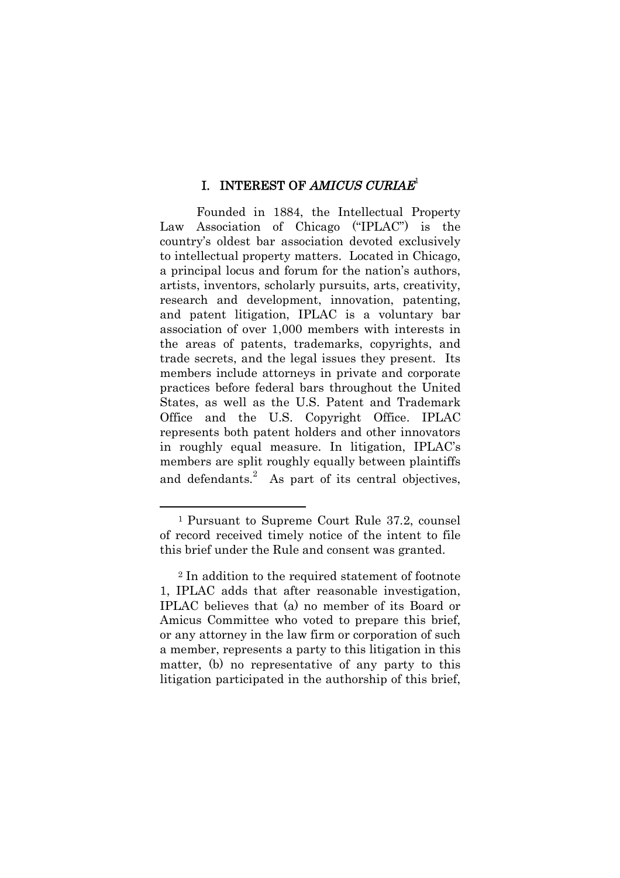## I. INTEREST OF *AMICUS CURIAE*[1]

Founded in 1884, the Intellectual Property Law Association of Chicago ("IPLAC") is the country's oldest bar association devoted exclusively to intellectual property matters. Located in Chicago, a principal locus and forum for the nation's authors, artists, inventors, scholarly pursuits, arts, creativity, research and development, innovation, patenting, and patent litigation, IPLAC is a voluntary bar association of over 1,000 members with interests in the areas of patents, trademarks, copyrights, and trade secrets, and the legal issues they present. Its members include attorneys in private and corporate practices before federal bars throughout the United States, as well as the U.S. Patent and Trademark Office and the U.S. Copyright Office. IPLAC represents both patent holders and other innovators in roughly equal measure. In litigation, IPLAC's members are split roughly equally between plaintiffs and defendants.[2] As part of its central objectives,

---

[1] Pursuant to Supreme Court Rule 37.2, counsel of record received timely notice of the intent to file this brief under the Rule and consent was granted.

[2] In addition to the required statement of footnote 1, IPLAC adds that after reasonable investigation, IPLAC believes that (a) no member of its Board or Amicus Committee who voted to prepare this brief, or any attorney in the law firm or corporation of such a member, represents a party to this litigation in this matter, (b) no representative of any party to this litigation participated in the authorship of this brief,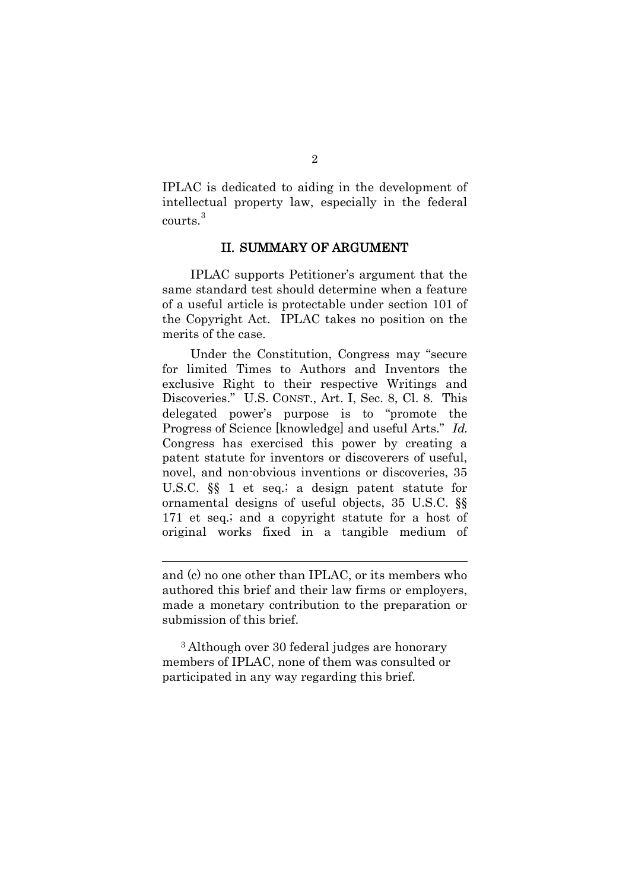IPLAC is dedicated to aiding in the development of intellectual property law, especially in the federal courts.[3]

## II. SUMMARY OF ARGUMENT

IPLAC supports Petitioner's argument that the same standard test should determine when a feature of a useful article is protectable under section 101 of the Copyright Act. IPLAC takes no position on the merits of the case.

Under the Constitution, Congress may "secure for limited Times to Authors and Inventors the exclusive Right to their respective Writings and Discoveries." U.S. CONST., Art. I, Sec. 8, Cl. 8. This delegated power's purpose is to "promote the Progress of Science [knowledge] and useful Arts." *Id.* Congress has exercised this power by creating a patent statute for inventors or discoverers of useful, novel, and non-obvious inventions or discoveries, 35 U.S.C. §§ 1 et seq.; a design patent statute for ornamental designs of useful objects, 35 U.S.C. §§ 171 et seq.; and a copyright statute for a host of original works fixed in a tangible medium of

---

and (c) no one other than IPLAC, or its members who authored this brief and their law firms or employers, made a monetary contribution to the preparation or submission of this brief.

[3] Although over 30 federal judges are honorary members of IPLAC, none of them was consulted or participated in any way regarding this brief.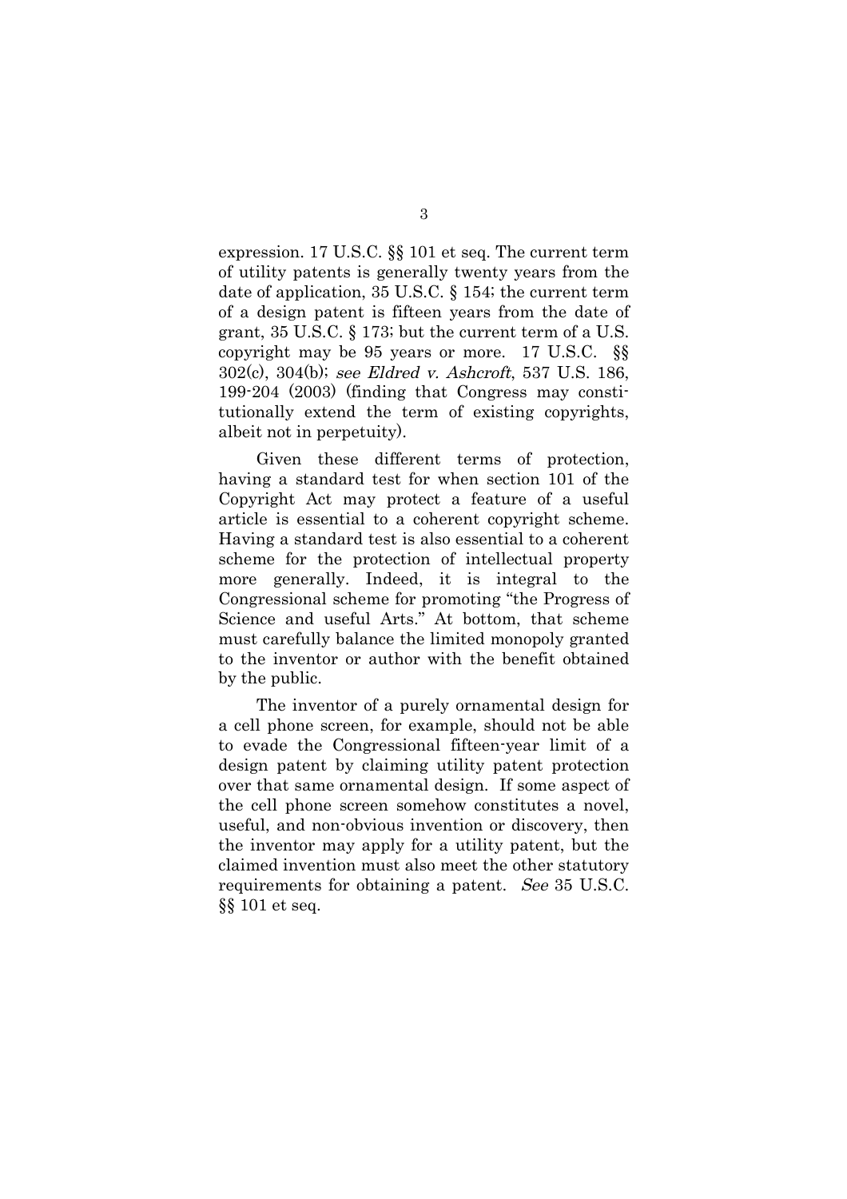expression. 17 U.S.C. §§ 101 et seq. The current term of utility patents is generally twenty years from the date of application, 35 U.S.C. § 154; the current term of a design patent is fifteen years from the date of grant, 35 U.S.C. § 173; but the current term of a U.S. copyright may be 95 years or more. 17 U.S.C. §§ 302(c), 304(b); *see Eldred v. Ashcroft*, 537 U.S. 186, 199-204 (2003) (finding that Congress may constitutionally extend the term of existing copyrights, albeit not in perpetuity).

Given these different terms of protection, having a standard test for when section 101 of the Copyright Act may protect a feature of a useful article is essential to a coherent copyright scheme. Having a standard test is also essential to a coherent scheme for the protection of intellectual property more generally. Indeed, it is integral to the Congressional scheme for promoting "the Progress of Science and useful Arts." At bottom, that scheme must carefully balance the limited monopoly granted to the inventor or author with the benefit obtained by the public.

The inventor of a purely ornamental design for a cell phone screen, for example, should not be able to evade the Congressional fifteen-year limit of a design patent by claiming utility patent protection over that same ornamental design. If some aspect of the cell phone screen somehow constitutes a novel, useful, and non-obvious invention or discovery, then the inventor may apply for a utility patent, but the claimed invention must also meet the other statutory requirements for obtaining a patent. *See* 35 U.S.C. §§ 101 et seq.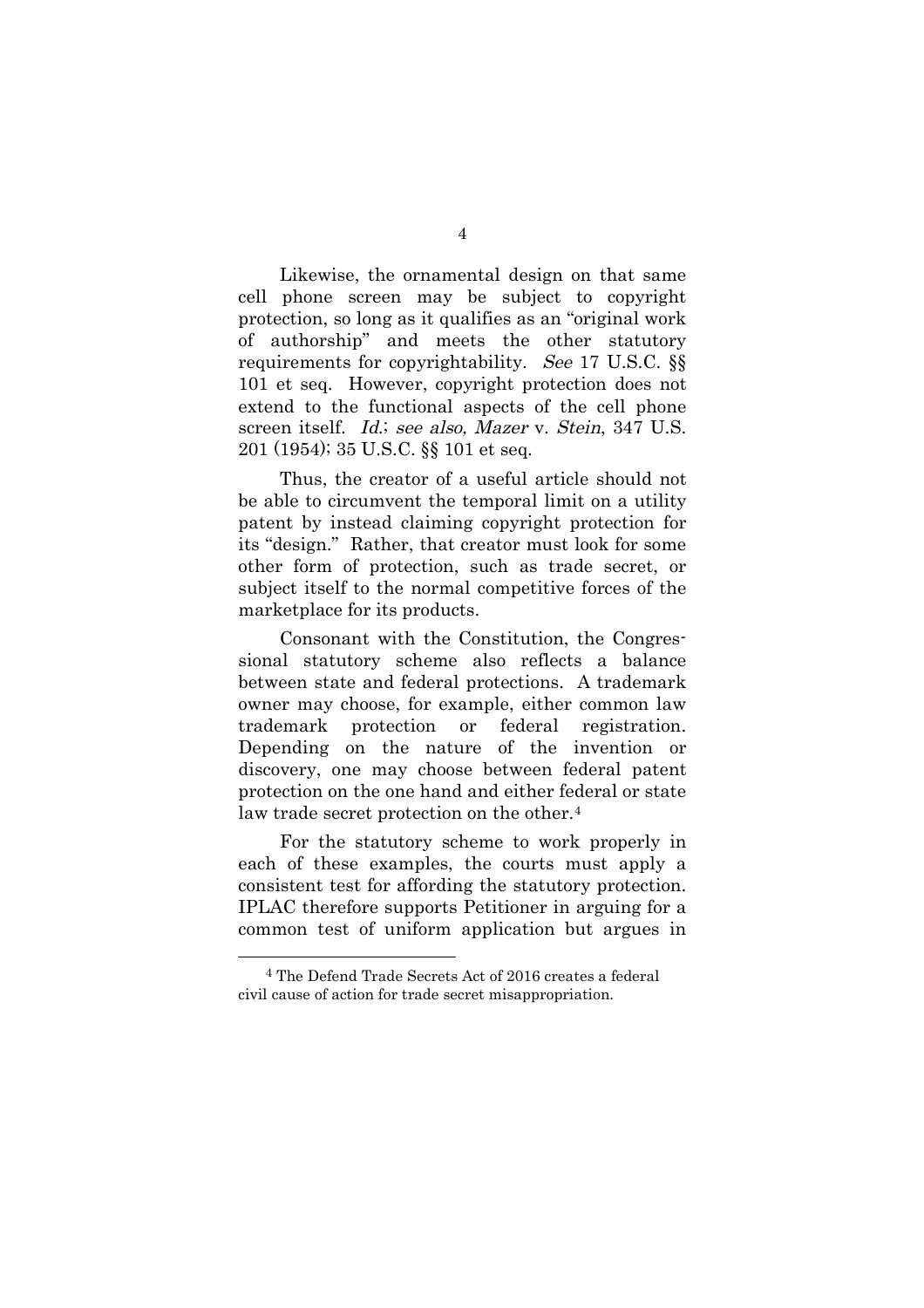Likewise, the ornamental design on that same cell phone screen may be subject to copyright protection, so long as it qualifies as an "original work of authorship" and meets the other statutory requirements for copyrightability. *See* 17 U.S.C. §§ 101 et seq. However, copyright protection does not extend to the functional aspects of the cell phone screen itself. *Id.*; *see also, Mazer* v. *Stein*, 347 U.S. 201 (1954); 35 U.S.C. §§ 101 et seq.

Thus, the creator of a useful article should not be able to circumvent the temporal limit on a utility patent by instead claiming copyright protection for its "design." Rather, that creator must look for some other form of protection, such as trade secret, or subject itself to the normal competitive forces of the marketplace for its products.

Consonant with the Constitution, the Congressional statutory scheme also reflects a balance between state and federal protections. A trademark owner may choose, for example, either common law trademark protection or federal registration. Depending on the nature of the invention or discovery, one may choose between federal patent protection on the one hand and either federal or state law trade secret protection on the other.[4]

For the statutory scheme to work properly in each of these examples, the courts must apply a consistent test for affording the statutory protection. IPLAC therefore supports Petitioner in arguing for a common test of uniform application but argues in

---

[4] The Defend Trade Secrets Act of 2016 creates a federal civil cause of action for trade secret misappropriation.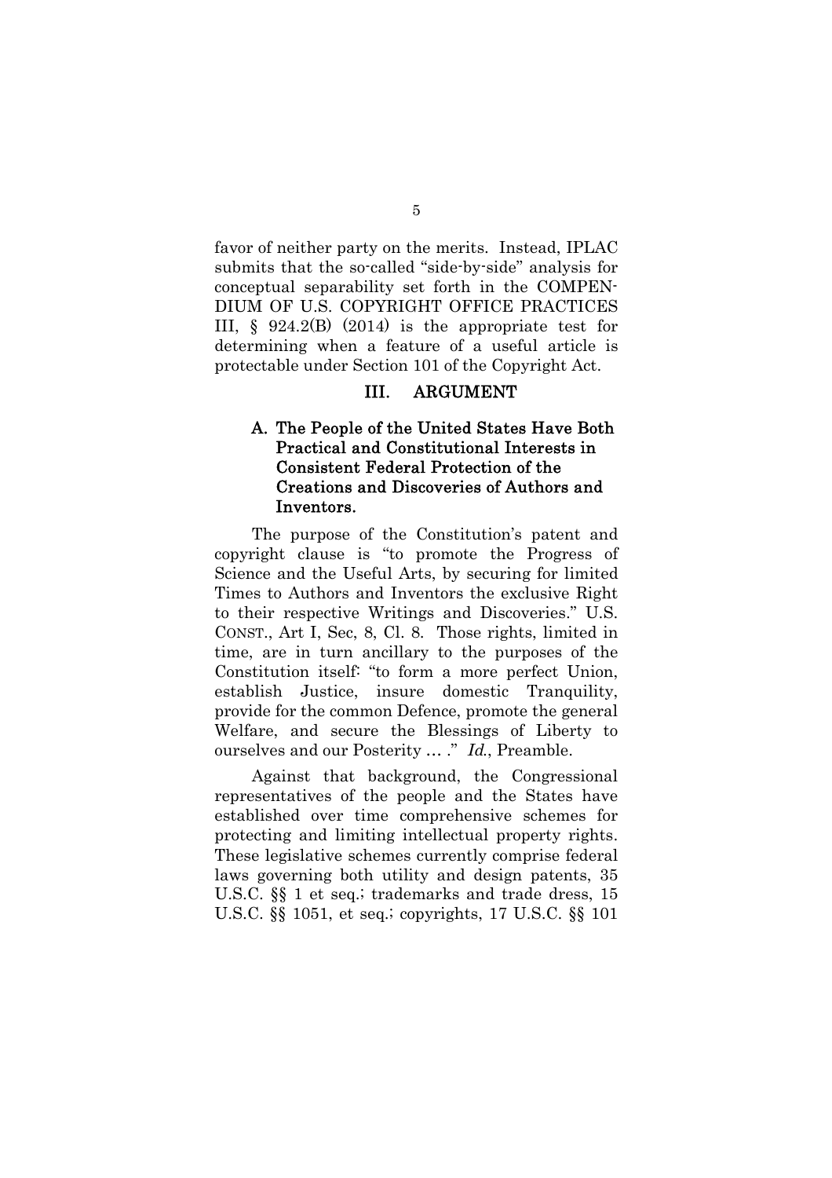favor of neither party on the merits. Instead, IPLAC submits that the so-called "side-by-side" analysis for conceptual separability set forth in the COMPENDIUM OF U.S. COPYRIGHT OFFICE PRACTICES III, § 924.2(B) (2014) is the appropriate test for determining when a feature of a useful article is protectable under Section 101 of the Copyright Act.

## III. ARGUMENT

### A. The People of the United States Have Both Practical and Constitutional Interests in Consistent Federal Protection of the Creations and Discoveries of Authors and Inventors.

The purpose of the Constitution's patent and copyright clause is "to promote the Progress of Science and the Useful Arts, by securing for limited Times to Authors and Inventors the exclusive Right to their respective Writings and Discoveries." U.S. CONST., Art I, Sec, 8, Cl. 8. Those rights, limited in time, are in turn ancillary to the purposes of the Constitution itself: "to form a more perfect Union, establish Justice, insure domestic Tranquility, provide for the common Defence, promote the general Welfare, and secure the Blessings of Liberty to ourselves and our Posterity … ." *Id.*, Preamble.

Against that background, the Congressional representatives of the people and the States have established over time comprehensive schemes for protecting and limiting intellectual property rights. These legislative schemes currently comprise federal laws governing both utility and design patents, 35 U.S.C. §§ 1 et seq.; trademarks and trade dress, 15 U.S.C. §§ 1051, et seq.; copyrights, 17 U.S.C. §§ 101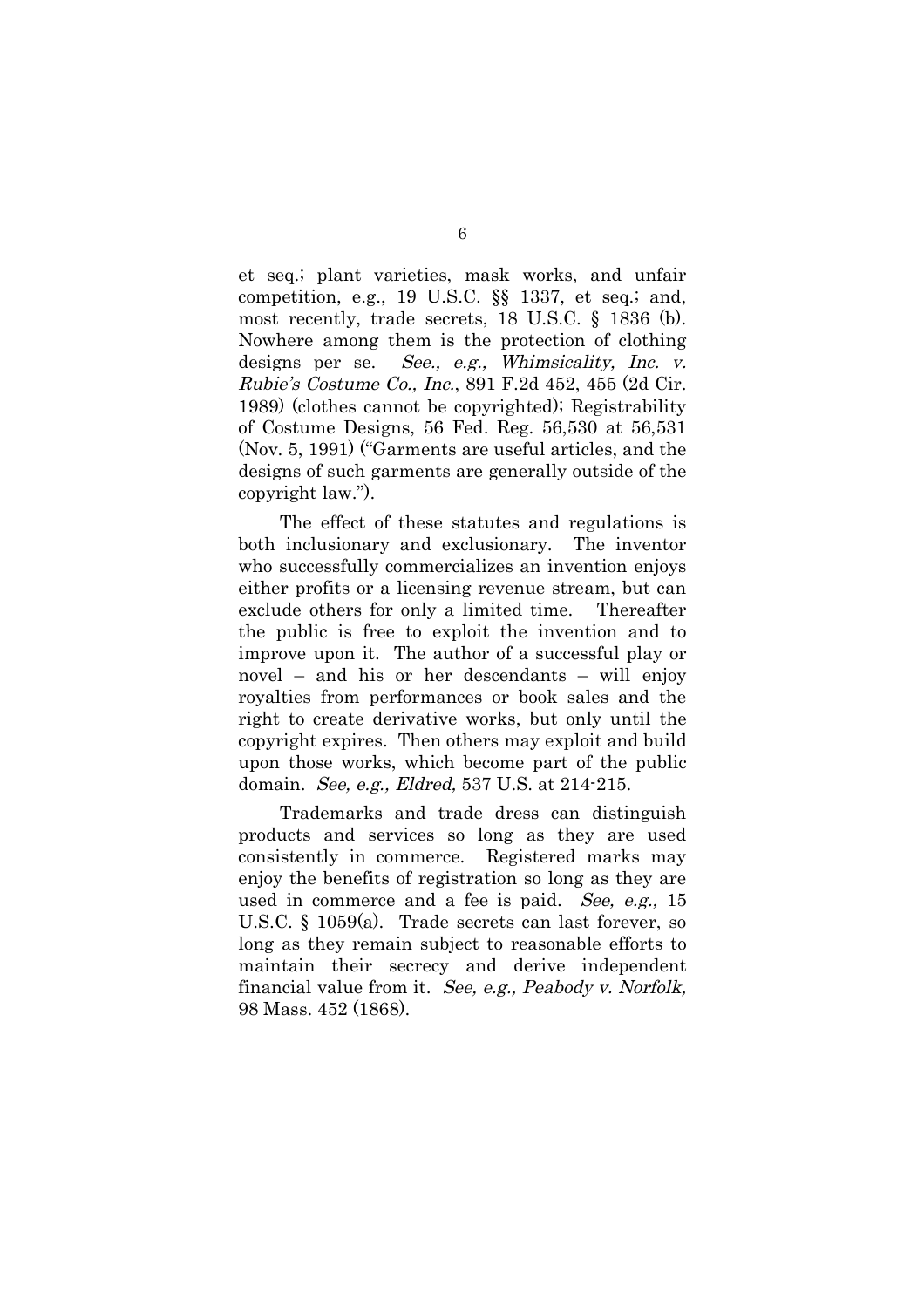et seq.; plant varieties, mask works, and unfair competition, e.g., 19 U.S.C. §§ 1337, et seq.; and, most recently, trade secrets, 18 U.S.C. § 1836 (b). Nowhere among them is the protection of clothing designs per se. *See., e.g., Whimsicality, Inc. v. Rubie's Costume Co., Inc.*, 891 F.2d 452, 455 (2d Cir. 1989) (clothes cannot be copyrighted); Registrability of Costume Designs, 56 Fed. Reg. 56,530 at 56,531 (Nov. 5, 1991) ("Garments are useful articles, and the designs of such garments are generally outside of the copyright law.").

The effect of these statutes and regulations is both inclusionary and exclusionary. The inventor who successfully commercializes an invention enjoys either profits or a licensing revenue stream, but can exclude others for only a limited time. Thereafter the public is free to exploit the invention and to improve upon it. The author of a successful play or novel – and his or her descendants – will enjoy royalties from performances or book sales and the right to create derivative works, but only until the copyright expires. Then others may exploit and build upon those works, which become part of the public domain. *See, e.g., Eldred,* 537 U.S. at 214-215.

Trademarks and trade dress can distinguish products and services so long as they are used consistently in commerce. Registered marks may enjoy the benefits of registration so long as they are used in commerce and a fee is paid. *See, e.g.,* 15 U.S.C. § 1059(a). Trade secrets can last forever, so long as they remain subject to reasonable efforts to maintain their secrecy and derive independent financial value from it. *See, e.g., Peabody v. Norfolk,* 98 Mass. 452 (1868).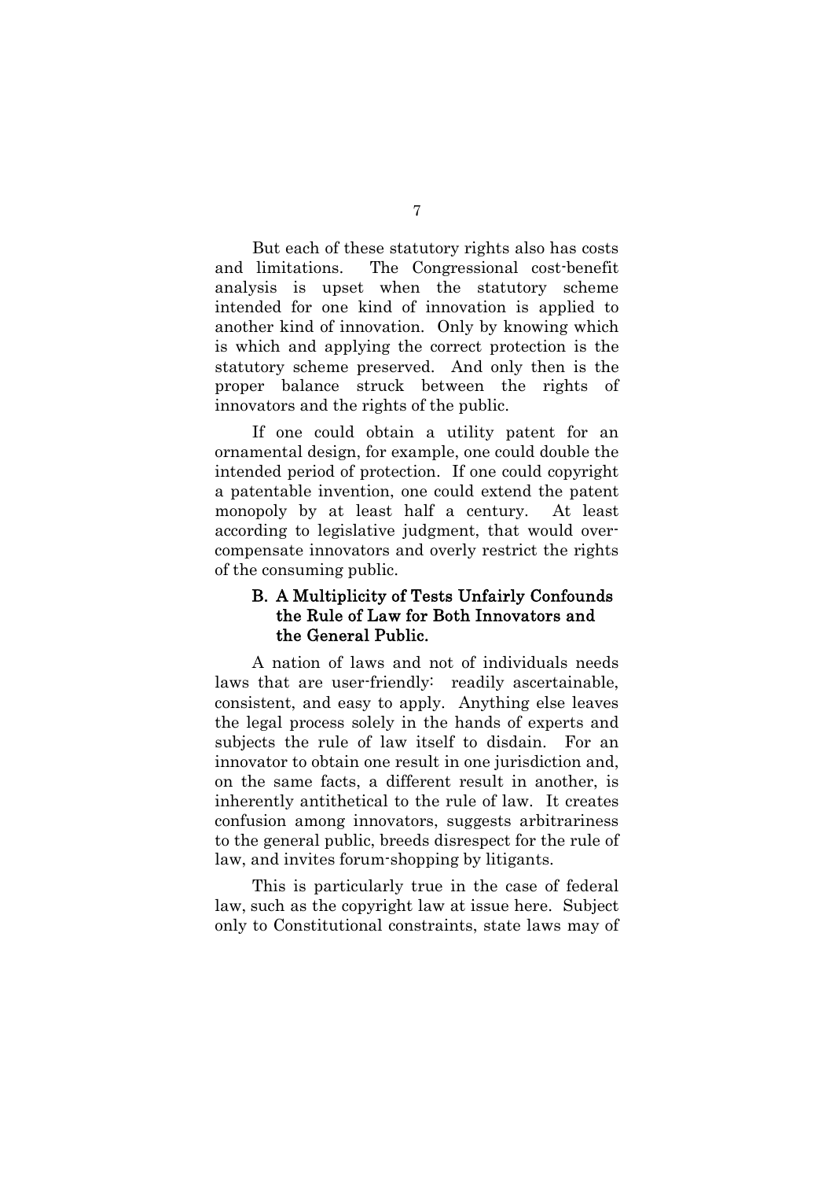But each of these statutory rights also has costs and limitations. The Congressional cost-benefit analysis is upset when the statutory scheme intended for one kind of innovation is applied to another kind of innovation. Only by knowing which is which and applying the correct protection is the statutory scheme preserved. And only then is the proper balance struck between the rights of innovators and the rights of the public.

If one could obtain a utility patent for an ornamental design, for example, one could double the intended period of protection. If one could copyright a patentable invention, one could extend the patent monopoly by at least half a century. At least according to legislative judgment, that would over-compensate innovators and overly restrict the rights of the consuming public.

### B. A Multiplicity of Tests Unfairly Confounds the Rule of Law for Both Innovators and the General Public.

A nation of laws and not of individuals needs laws that are user-friendly: readily ascertainable, consistent, and easy to apply. Anything else leaves the legal process solely in the hands of experts and subjects the rule of law itself to disdain. For an innovator to obtain one result in one jurisdiction and, on the same facts, a different result in another, is inherently antithetical to the rule of law. It creates confusion among innovators, suggests arbitrariness to the general public, breeds disrespect for the rule of law, and invites forum-shopping by litigants.

This is particularly true in the case of federal law, such as the copyright law at issue here. Subject only to Constitutional constraints, state laws may of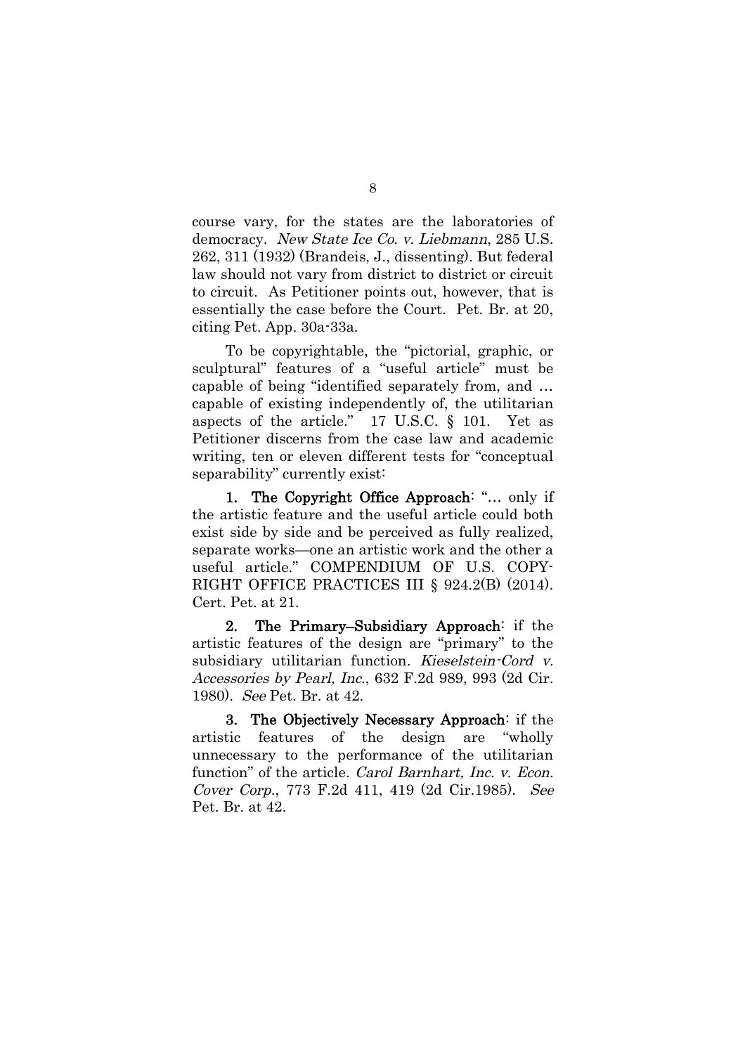course vary, for the states are the laboratories of democracy. *New State Ice Co. v. Liebmann*, 285 U.S. 262, 311 (1932) (Brandeis, J., dissenting). But federal law should not vary from district to district or circuit to circuit. As Petitioner points out, however, that is essentially the case before the Court. Pet. Br. at 20, citing Pet. App. 30a-33a.

To be copyrightable, the "pictorial, graphic, or sculptural" features of a "useful article" must be capable of being "identified separately from, and … capable of existing independently of, the utilitarian aspects of the article." 17 U.S.C. § 101. Yet as Petitioner discerns from the case law and academic writing, ten or eleven different tests for "conceptual separability" currently exist:

1. **The Copyright Office Approach**: "… only if the artistic feature and the useful article could both exist side by side and be perceived as fully realized, separate works—one an artistic work and the other a useful article." COMPENDIUM OF U.S. COPYRIGHT OFFICE PRACTICES III § 924.2(B) (2014). Cert. Pet. at 21.

2. **The Primary–Subsidiary Approach**: if the artistic features of the design are "primary" to the subsidiary utilitarian function. *Kieselstein-Cord v. Accessories by Pearl, Inc.*, 632 F.2d 989, 993 (2d Cir. 1980). *See* Pet. Br. at 42.

3. **The Objectively Necessary Approach**: if the artistic features of the design are "wholly unnecessary to the performance of the utilitarian function" of the article. *Carol Barnhart, Inc. v. Econ. Cover Corp.*, 773 F.2d 411, 419 (2d Cir.1985). *See* Pet. Br. at 42.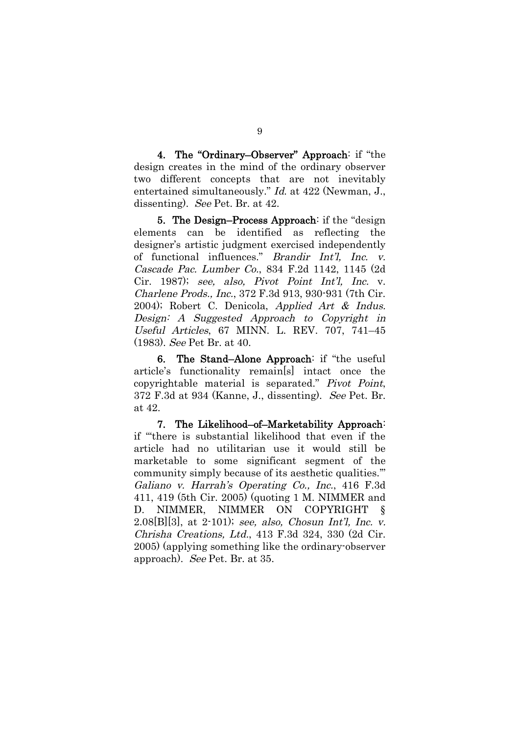**4. The "Ordinary–Observer" Approach**: if "the design creates in the mind of the ordinary observer two different concepts that are not inevitably entertained simultaneously." *Id.* at 422 (Newman, J., dissenting). *See* Pet. Br. at 42.

**5. The Design–Process Approach**: if the "design elements can be identified as reflecting the designer's artistic judgment exercised independently of functional influences." *Brandir Int'l, Inc. v. Cascade Pac. Lumber Co.*, 834 F.2d 1142, 1145 (2d Cir. 1987); *see, also, Pivot Point Int'l, Inc.* v. *Charlene Prods., Inc.*, 372 F.3d 913, 930-931 (7th Cir. 2004); Robert C. Denicola, *Applied Art & Indus. Design: A Suggested Approach to Copyright in Useful Articles*, 67 MINN. L. REV. 707, 741–45 (1983). *See* Pet Br. at 40.

**6. The Stand–Alone Approach**: if "the useful article's functionality remain[s] intact once the copyrightable material is separated." *Pivot Point*, 372 F.3d at 934 (Kanne, J., dissenting). *See* Pet. Br. at 42.

**7. The Likelihood–of–Marketability Approach**: if "'there is substantial likelihood that even if the article had no utilitarian use it would still be marketable to some significant segment of the community simply because of its aesthetic qualities.'" *Galiano v. Harrah's Operating Co., Inc.*, 416 F.3d 411, 419 (5th Cir. 2005) (quoting 1 M. NIMMER and D. NIMMER, NIMMER ON COPYRIGHT § 2.08[B][3], at 2-101); *see, also, Chosun Int'l, Inc. v. Chrisha Creations, Ltd.*, 413 F.3d 324, 330 (2d Cir. 2005) (applying something like the ordinary-observer approach). *See* Pet. Br. at 35.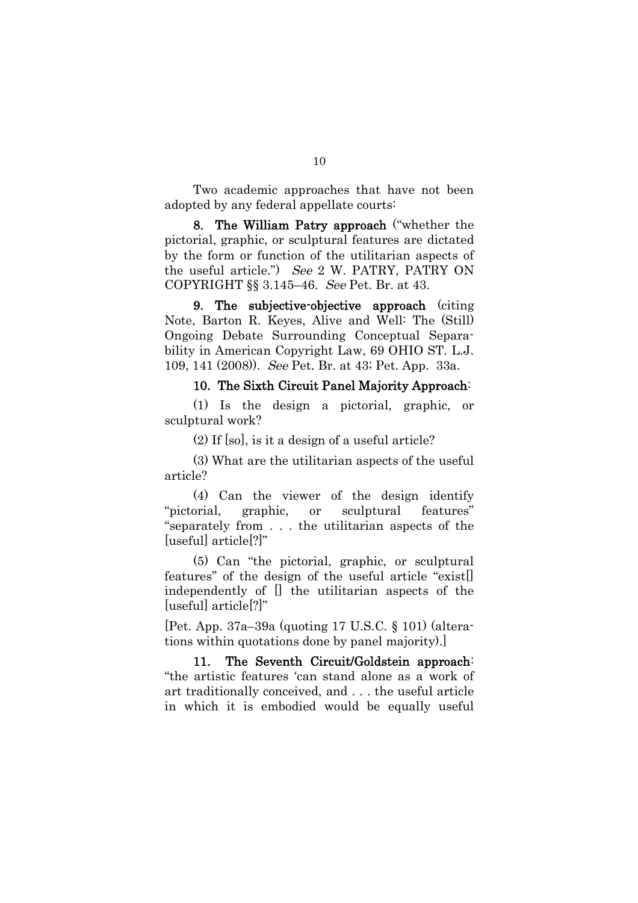Two academic approaches that have not been adopted by any federal appellate courts:

**8. The William Patry approach** ("whether the pictorial, graphic, or sculptural features are dictated by the form or function of the utilitarian aspects of the useful article.") *See* 2 W. PATRY, PATRY ON COPYRIGHT §§ 3.145–46. *See* Pet. Br. at 43.

**9. The subjective-objective approach** (citing Note, Barton R. Keyes, Alive and Well: The (Still) Ongoing Debate Surrounding Conceptual Separability in American Copyright Law, 69 OHIO ST. L.J. 109, 141 (2008)). *See* Pet. Br. at 43; Pet. App. 33a.

**10. The Sixth Circuit Panel Majority Approach**:

(1) Is the design a pictorial, graphic, or sculptural work?

(2) If [so], is it a design of a useful article?

(3) What are the utilitarian aspects of the useful article?

(4) Can the viewer of the design identify "pictorial, graphic, or sculptural features" "separately from . . . the utilitarian aspects of the [useful] article[?]"

(5) Can "the pictorial, graphic, or sculptural features" of the design of the useful article "exist[] independently of [] the utilitarian aspects of the [useful] article[?]"

[Pet. App. 37a–39a (quoting 17 U.S.C. § 101) (alterations within quotations done by panel majority).]

**11. The Seventh Circuit/Goldstein approach**: "the artistic features 'can stand alone as a work of art traditionally conceived, and . . . the useful article in which it is embodied would be equally useful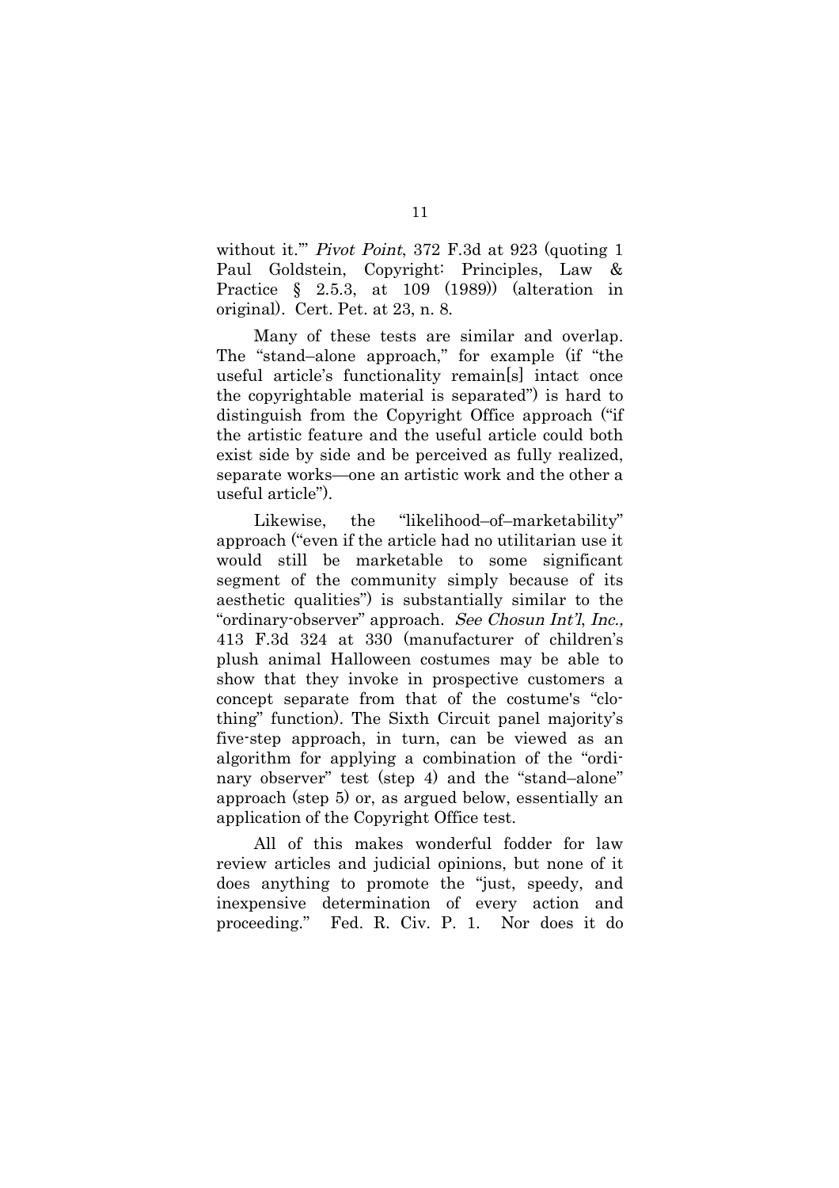without it.'" *Pivot Point*, 372 F.3d at 923 (quoting 1 Paul Goldstein, Copyright: Principles, Law & Practice § 2.5.3, at 109 (1989)) (alteration in original). Cert. Pet. at 23, n. 8.

Many of these tests are similar and overlap. The "stand–alone approach," for example (if "the useful article's functionality remain[s] intact once the copyrightable material is separated") is hard to distinguish from the Copyright Office approach ("if the artistic feature and the useful article could both exist side by side and be perceived as fully realized, separate works—one an artistic work and the other a useful article").

Likewise, the "likelihood–of–marketability" approach ("even if the article had no utilitarian use it would still be marketable to some significant segment of the community simply because of its aesthetic qualities") is substantially similar to the "ordinary-observer" approach. *See Chosun Int'l*, *Inc.,* 413 F.3d 324 at 330 (manufacturer of children's plush animal Halloween costumes may be able to show that they invoke in prospective customers a concept separate from that of the costume's "clothing" function). The Sixth Circuit panel majority's five-step approach, in turn, can be viewed as an algorithm for applying a combination of the "ordinary observer" test (step 4) and the "stand–alone" approach (step 5) or, as argued below, essentially an application of the Copyright Office test.

All of this makes wonderful fodder for law review articles and judicial opinions, but none of it does anything to promote the "just, speedy, and inexpensive determination of every action and proceeding." Fed. R. Civ. P. 1. Nor does it do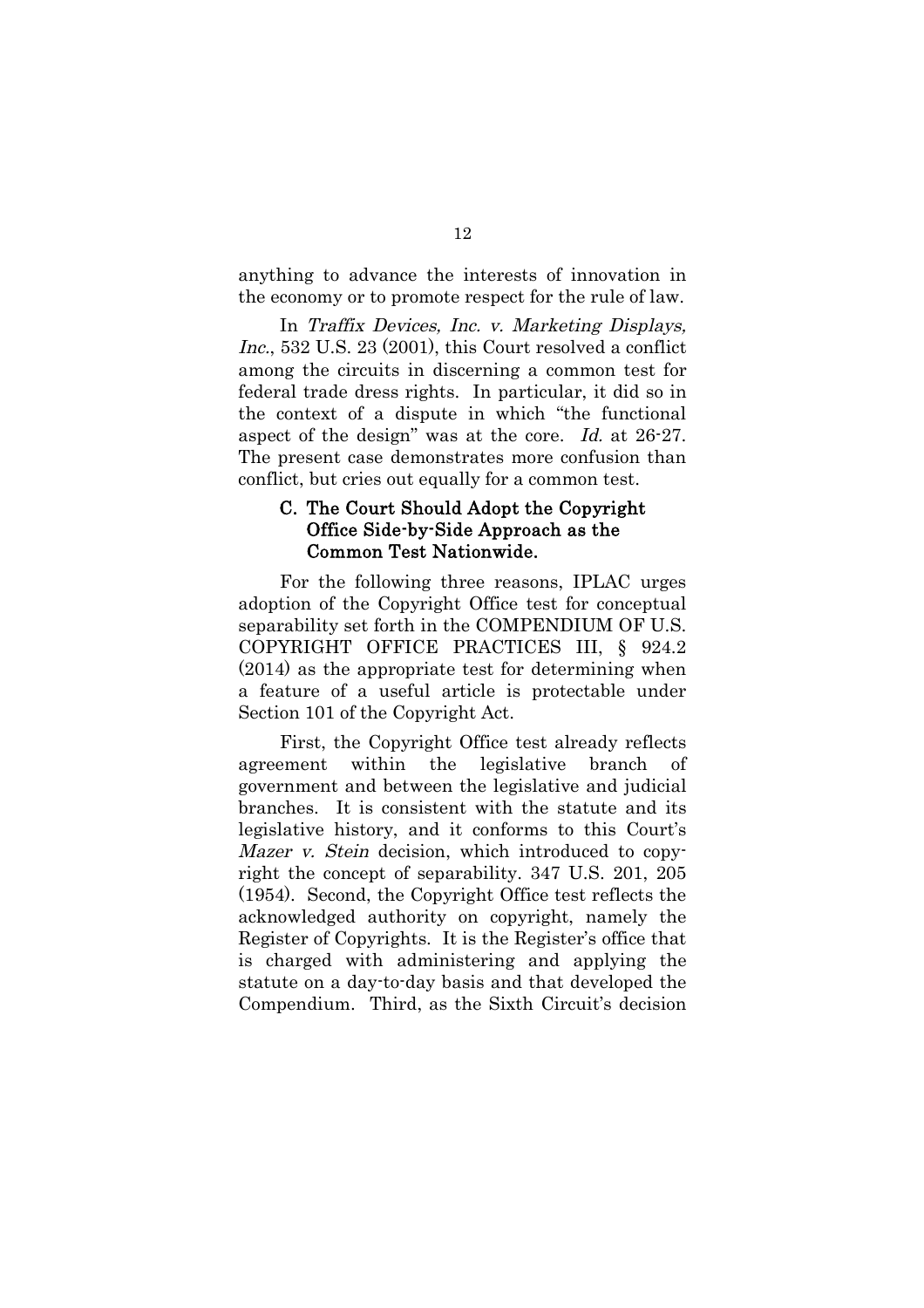anything to advance the interests of innovation in the economy or to promote respect for the rule of law.

In *Traffix Devices, Inc. v. Marketing Displays, Inc.*, 532 U.S. 23 (2001), this Court resolved a conflict among the circuits in discerning a common test for federal trade dress rights. In particular, it did so in the context of a dispute in which "the functional aspect of the design" was at the core. *Id.* at 26-27. The present case demonstrates more confusion than conflict, but cries out equally for a common test.

### C. The Court Should Adopt the Copyright Office Side-by-Side Approach as the Common Test Nationwide.

For the following three reasons, IPLAC urges adoption of the Copyright Office test for conceptual separability set forth in the COMPENDIUM OF U.S. COPYRIGHT OFFICE PRACTICES III, § 924.2 (2014) as the appropriate test for determining when a feature of a useful article is protectable under Section 101 of the Copyright Act.

First, the Copyright Office test already reflects agreement within the legislative branch of government and between the legislative and judicial branches. It is consistent with the statute and its legislative history, and it conforms to this Court's *Mazer v. Stein* decision, which introduced to copyright the concept of separability. 347 U.S. 201, 205 (1954). Second, the Copyright Office test reflects the acknowledged authority on copyright, namely the Register of Copyrights. It is the Register's office that is charged with administering and applying the statute on a day-to-day basis and that developed the Compendium. Third, as the Sixth Circuit's decision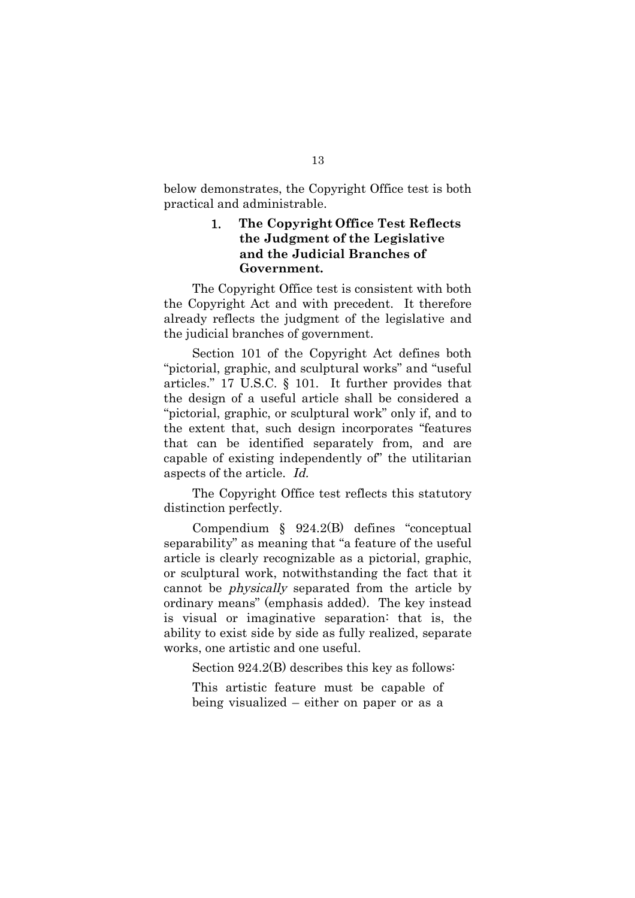below demonstrates, the Copyright Office test is both practical and administrable.

### 1. The Copyright Office Test Reflects the Judgment of the Legislative and the Judicial Branches of Government.

The Copyright Office test is consistent with both the Copyright Act and with precedent. It therefore already reflects the judgment of the legislative and the judicial branches of government.

Section 101 of the Copyright Act defines both "pictorial, graphic, and sculptural works" and "useful articles." 17 U.S.C. § 101. It further provides that the design of a useful article shall be considered a "pictorial, graphic, or sculptural work" only if, and to the extent that, such design incorporates "features that can be identified separately from, and are capable of existing independently of" the utilitarian aspects of the article. *Id.*

The Copyright Office test reflects this statutory distinction perfectly.

Compendium § 924.2(B) defines "conceptual separability" as meaning that "a feature of the useful article is clearly recognizable as a pictorial, graphic, or sculptural work, notwithstanding the fact that it cannot be *physically* separated from the article by ordinary means" (emphasis added). The key instead is visual or imaginative separation: that is, the ability to exist side by side as fully realized, separate works, one artistic and one useful.

Section 924.2(B) describes this key as follows:

> This artistic feature must be capable of being visualized – either on paper or as a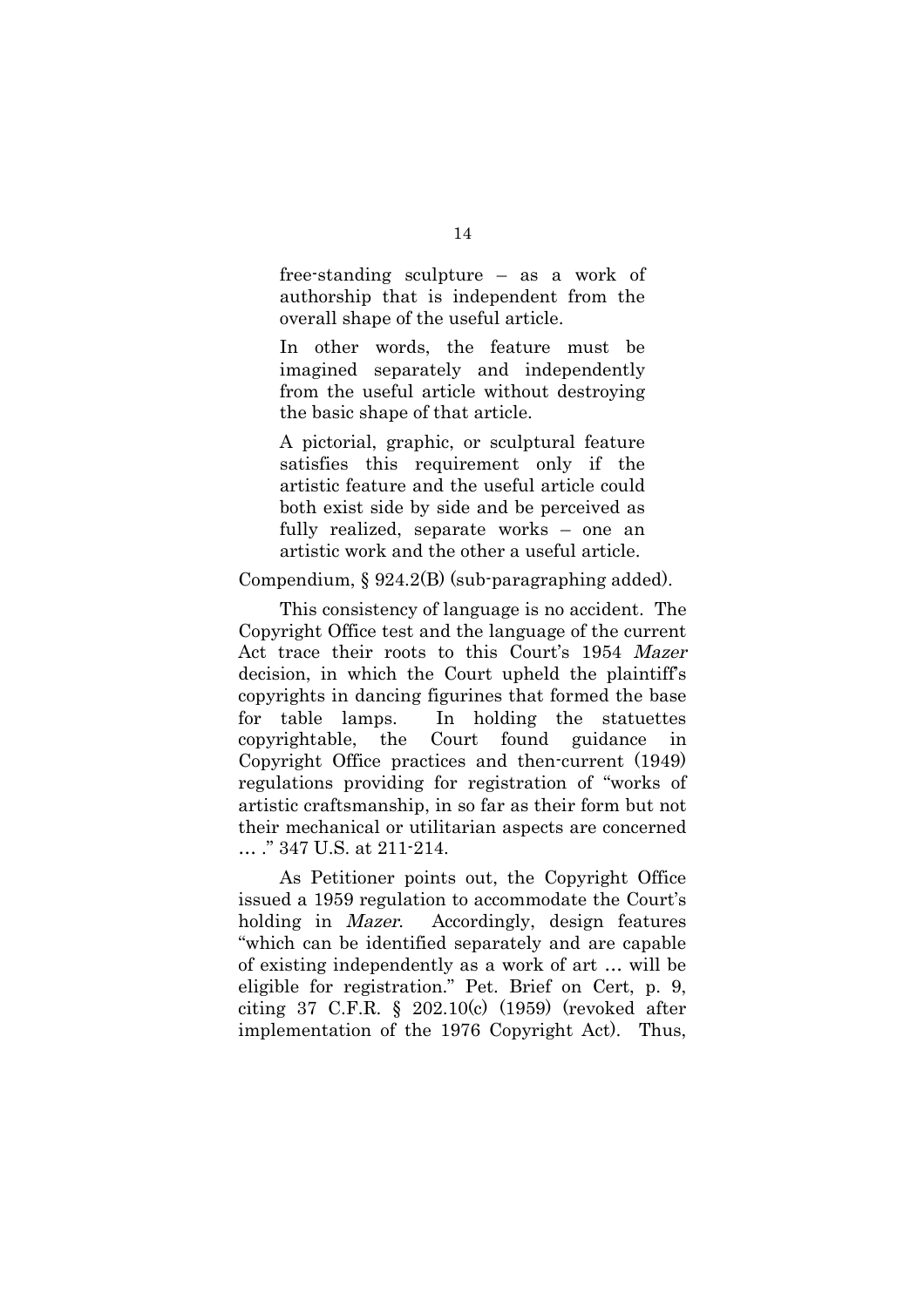> free-standing sculpture – as a work of authorship that is independent from the overall shape of the useful article.
>
> In other words, the feature must be imagined separately and independently from the useful article without destroying the basic shape of that article.
>
> A pictorial, graphic, or sculptural feature satisfies this requirement only if the artistic feature and the useful article could both exist side by side and be perceived as fully realized, separate works – one an artistic work and the other a useful article.

Compendium, § 924.2(B) (sub-paragraphing added).

This consistency of language is no accident. The Copyright Office test and the language of the current Act trace their roots to this Court's 1954 *Mazer* decision, in which the Court upheld the plaintiff's copyrights in dancing figurines that formed the base for table lamps. In holding the statuettes copyrightable, the Court found guidance in Copyright Office practices and then-current (1949) regulations providing for registration of "works of artistic craftsmanship, in so far as their form but not their mechanical or utilitarian aspects are concerned … ." 347 U.S. at 211-214.

As Petitioner points out, the Copyright Office issued a 1959 regulation to accommodate the Court's holding in *Mazer*. Accordingly, design features "which can be identified separately and are capable of existing independently as a work of art … will be eligible for registration." Pet. Brief on Cert, p. 9, citing 37 C.F.R. § 202.10(c) (1959) (revoked after implementation of the 1976 Copyright Act). Thus,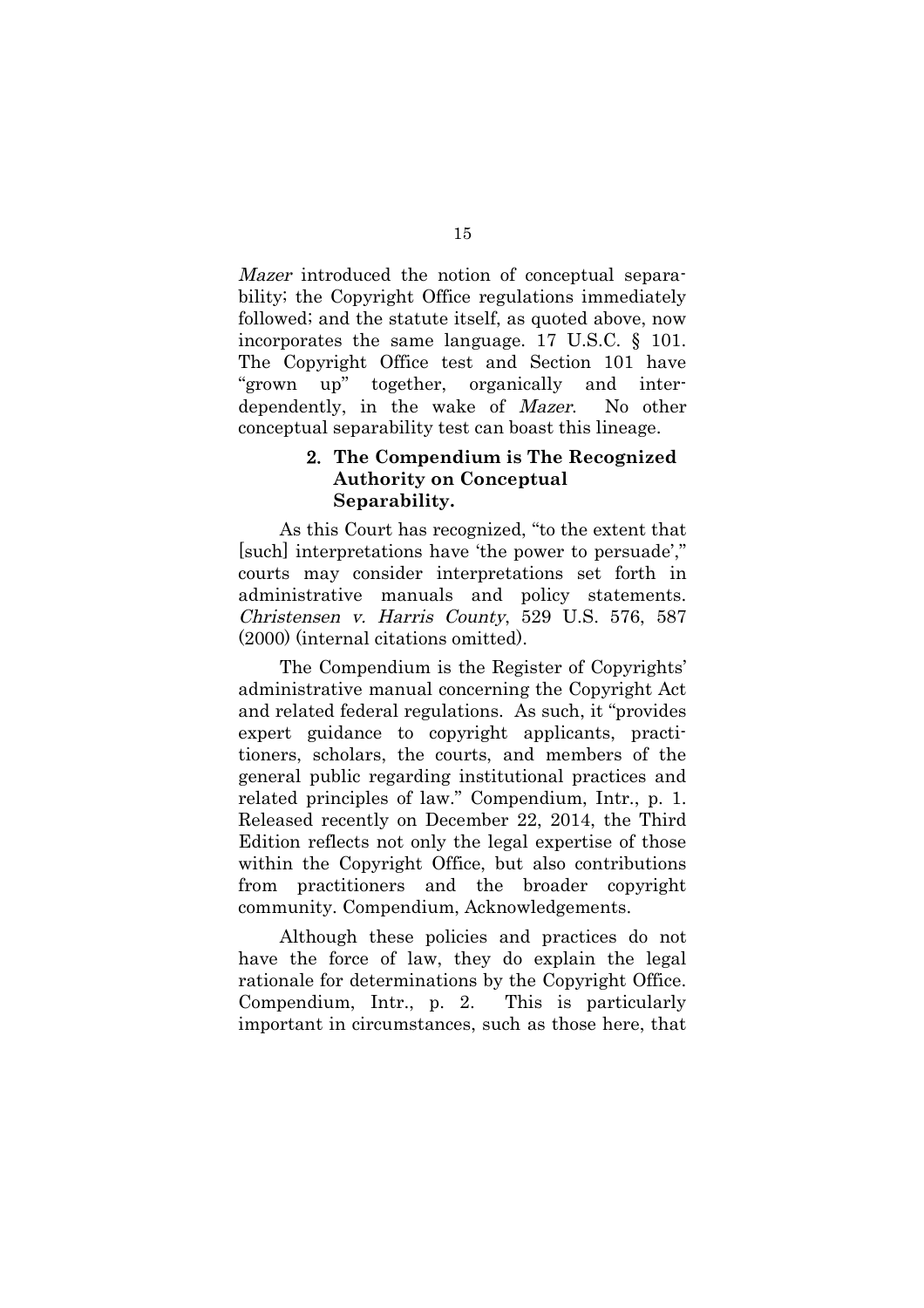*Mazer* introduced the notion of conceptual separability; the Copyright Office regulations immediately followed; and the statute itself, as quoted above, now incorporates the same language. 17 U.S.C. § 101. The Copyright Office test and Section 101 have "grown up" together, organically and interdependently, in the wake of *Mazer*. No other conceptual separability test can boast this lineage.

### 2. The Compendium is The Recognized Authority on Conceptual Separability.

As this Court has recognized, "to the extent that [such] interpretations have 'the power to persuade'," courts may consider interpretations set forth in administrative manuals and policy statements. *Christensen v. Harris County*, 529 U.S. 576, 587 (2000) (internal citations omitted).

The Compendium is the Register of Copyrights' administrative manual concerning the Copyright Act and related federal regulations. As such, it "provides expert guidance to copyright applicants, practitioners, scholars, the courts, and members of the general public regarding institutional practices and related principles of law." Compendium, Intr., p. 1. Released recently on December 22, 2014, the Third Edition reflects not only the legal expertise of those within the Copyright Office, but also contributions from practitioners and the broader copyright community. Compendium, Acknowledgements.

Although these policies and practices do not have the force of law, they do explain the legal rationale for determinations by the Copyright Office. Compendium, Intr., p. 2. This is particularly important in circumstances, such as those here, that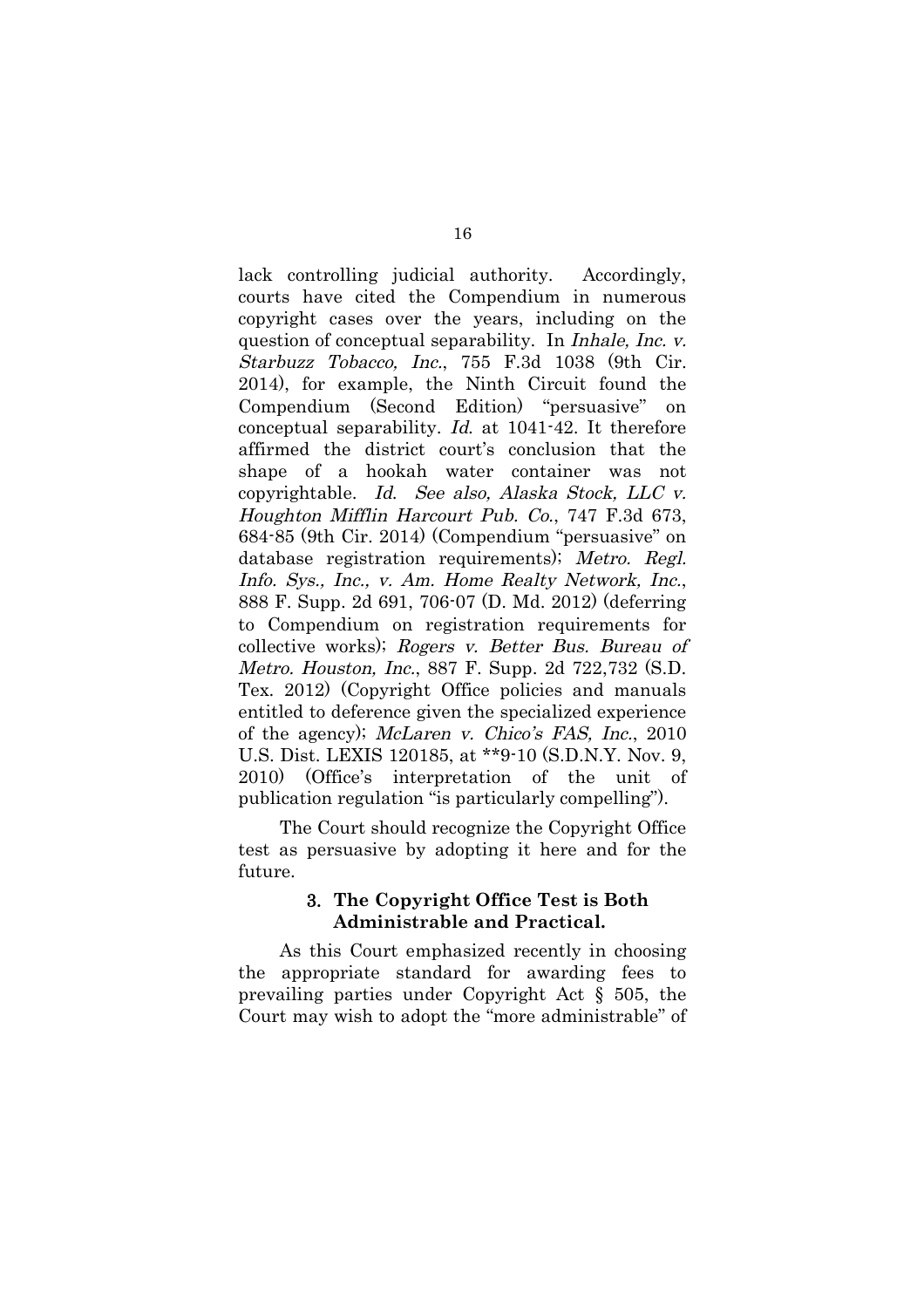lack controlling judicial authority. Accordingly, courts have cited the Compendium in numerous copyright cases over the years, including on the question of conceptual separability. In *Inhale, Inc. v. Starbuzz Tobacco, Inc.*, 755 F.3d 1038 (9th Cir. 2014), for example, the Ninth Circuit found the Compendium (Second Edition) "persuasive" on conceptual separability. *Id.* at 1041-42. It therefore affirmed the district court's conclusion that the shape of a hookah water container was not copyrightable. *Id. See also, Alaska Stock, LLC v. Houghton Mifflin Harcourt Pub. Co.*, 747 F.3d 673, 684-85 (9th Cir. 2014) (Compendium "persuasive" on database registration requirements); *Metro. Regl. Info. Sys., Inc., v. Am. Home Realty Network, Inc.*, 888 F. Supp. 2d 691, 706-07 (D. Md. 2012) (deferring to Compendium on registration requirements for collective works); *Rogers v. Better Bus. Bureau of Metro. Houston, Inc.*, 887 F. Supp. 2d 722,732 (S.D. Tex. 2012) (Copyright Office policies and manuals entitled to deference given the specialized experience of the agency); *McLaren v. Chico's FAS, Inc.*, 2010 U.S. Dist. LEXIS 120185, at **9-10 (S.D.N.Y. Nov. 9, 2010) (Office's interpretation of the unit of publication regulation "is particularly compelling").

The Court should recognize the Copyright Office test as persuasive by adopting it here and for the future.

### 3. The Copyright Office Test is Both Administrable and Practical.

As this Court emphasized recently in choosing the appropriate standard for awarding fees to prevailing parties under Copyright Act § 505, the Court may wish to adopt the "more administrable" of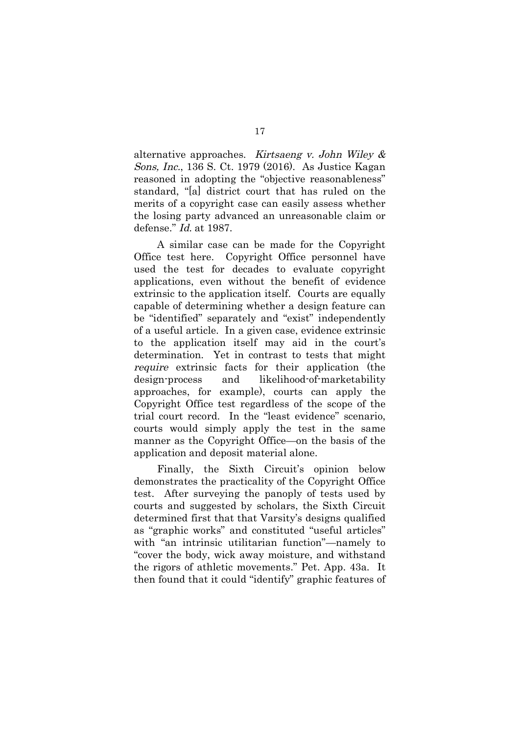alternative approaches. *Kirtsaeng v. John Wiley & Sons, Inc.*, 136 S. Ct. 1979 (2016). As Justice Kagan reasoned in adopting the "objective reasonableness" standard, "[a] district court that has ruled on the merits of a copyright case can easily assess whether the losing party advanced an unreasonable claim or defense." *Id.* at 1987.

A similar case can be made for the Copyright Office test here. Copyright Office personnel have used the test for decades to evaluate copyright applications, even without the benefit of evidence extrinsic to the application itself. Courts are equally capable of determining whether a design feature can be "identified" separately and "exist" independently of a useful article. In a given case, evidence extrinsic to the application itself may aid in the court's determination. Yet in contrast to tests that might *require* extrinsic facts for their application (the design-process and likelihood-of-marketability approaches, for example), courts can apply the Copyright Office test regardless of the scope of the trial court record. In the "least evidence" scenario, courts would simply apply the test in the same manner as the Copyright Office—on the basis of the application and deposit material alone.

Finally, the Sixth Circuit's opinion below demonstrates the practicality of the Copyright Office test. After surveying the panoply of tests used by courts and suggested by scholars, the Sixth Circuit determined first that that Varsity's designs qualified as "graphic works" and constituted "useful articles" with "an intrinsic utilitarian function"—namely to "cover the body, wick away moisture, and withstand the rigors of athletic movements." Pet. App. 43a. It then found that it could "identify" graphic features of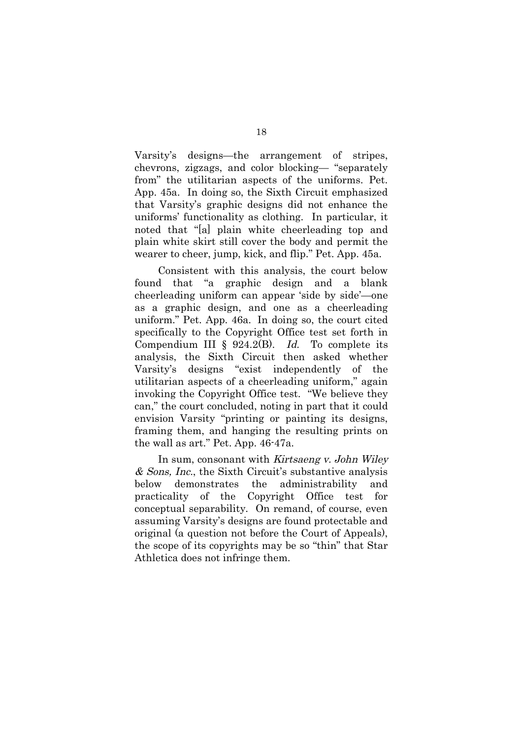Varsity's designs—the arrangement of stripes, chevrons, zigzags, and color blocking— "separately from" the utilitarian aspects of the uniforms. Pet. App. 45a. In doing so, the Sixth Circuit emphasized that Varsity's graphic designs did not enhance the uniforms' functionality as clothing. In particular, it noted that "[a] plain white cheerleading top and plain white skirt still cover the body and permit the wearer to cheer, jump, kick, and flip." Pet. App. 45a.

Consistent with this analysis, the court below found that "a graphic design and a blank cheerleading uniform can appear 'side by side'—one as a graphic design, and one as a cheerleading uniform." Pet. App. 46a. In doing so, the court cited specifically to the Copyright Office test set forth in Compendium III § 924.2(B). *Id.* To complete its analysis, the Sixth Circuit then asked whether Varsity's designs "exist independently of the utilitarian aspects of a cheerleading uniform," again invoking the Copyright Office test. "We believe they can," the court concluded, noting in part that it could envision Varsity "printing or painting its designs, framing them, and hanging the resulting prints on the wall as art." Pet. App. 46-47a.

In sum, consonant with *Kirtsaeng v. John Wiley & Sons, Inc.*, the Sixth Circuit's substantive analysis below demonstrates the administrability and practicality of the Copyright Office test for conceptual separability. On remand, of course, even assuming Varsity's designs are found protectable and original (a question not before the Court of Appeals), the scope of its copyrights may be so "thin" that Star Athletica does not infringe them.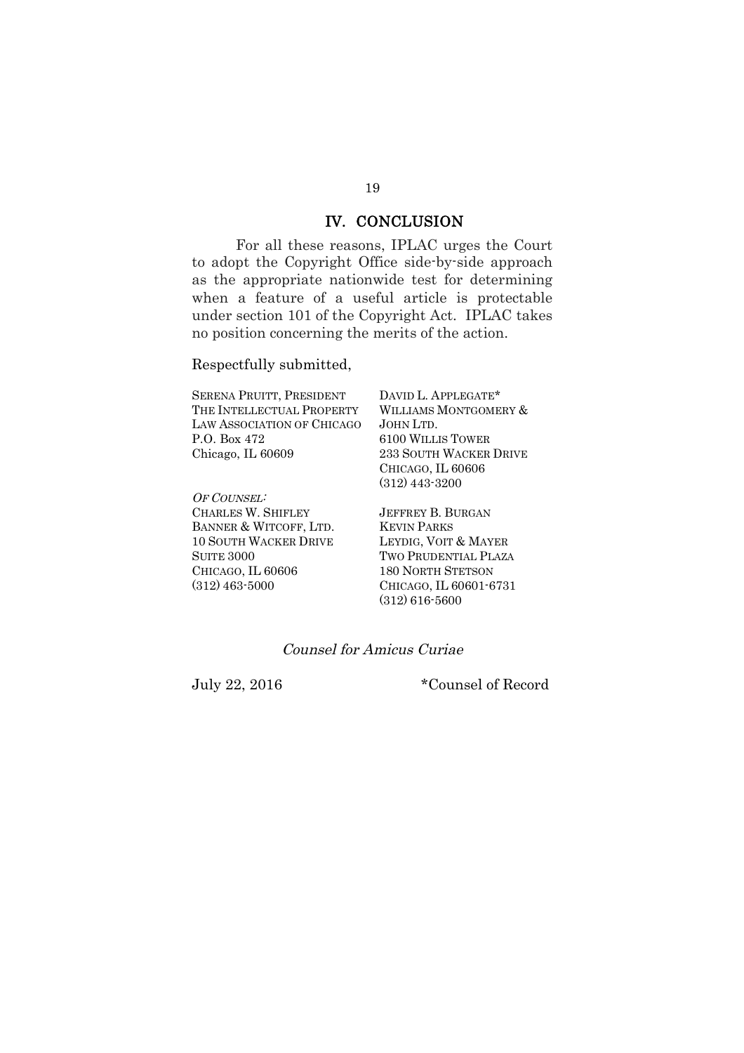## IV. CONCLUSION

For all these reasons, IPLAC urges the Court to adopt the Copyright Office side-by-side approach as the appropriate nationwide test for determining when a feature of a useful article is protectable under section 101 of the Copyright Act. IPLAC takes no position concerning the merits of the action.

Respectfully submitted,

SERENA PRUITT, PRESIDENT
THE INTELLECTUAL PROPERTY LAW ASSOCIATION OF CHICAGO
P.O. Box 472
Chicago, IL 60609

DAVID L. APPLEGATE*
WILLIAMS MONTGOMERY & JOHN LTD.
6100 WILLIS TOWER
233 SOUTH WACKER DRIVE
CHICAGO, IL 60606
(312) 443-3200

*OF COUNSEL:*
CHARLES W. SHIFLEY
BANNER & WITCOFF, LTD.
10 SOUTH WACKER DRIVE
SUITE 3000
CHICAGO, IL 60606
(312) 463-5000

JEFFREY B. BURGAN
KEVIN PARKS
LEYDIG, VOIT & MAYER
TWO PRUDENTIAL PLAZA
180 NORTH STETSON
CHICAGO, IL 60601-6731
(312) 616-5600

*Counsel for Amicus Curiae*

July 22, 2016

*Counsel of Record